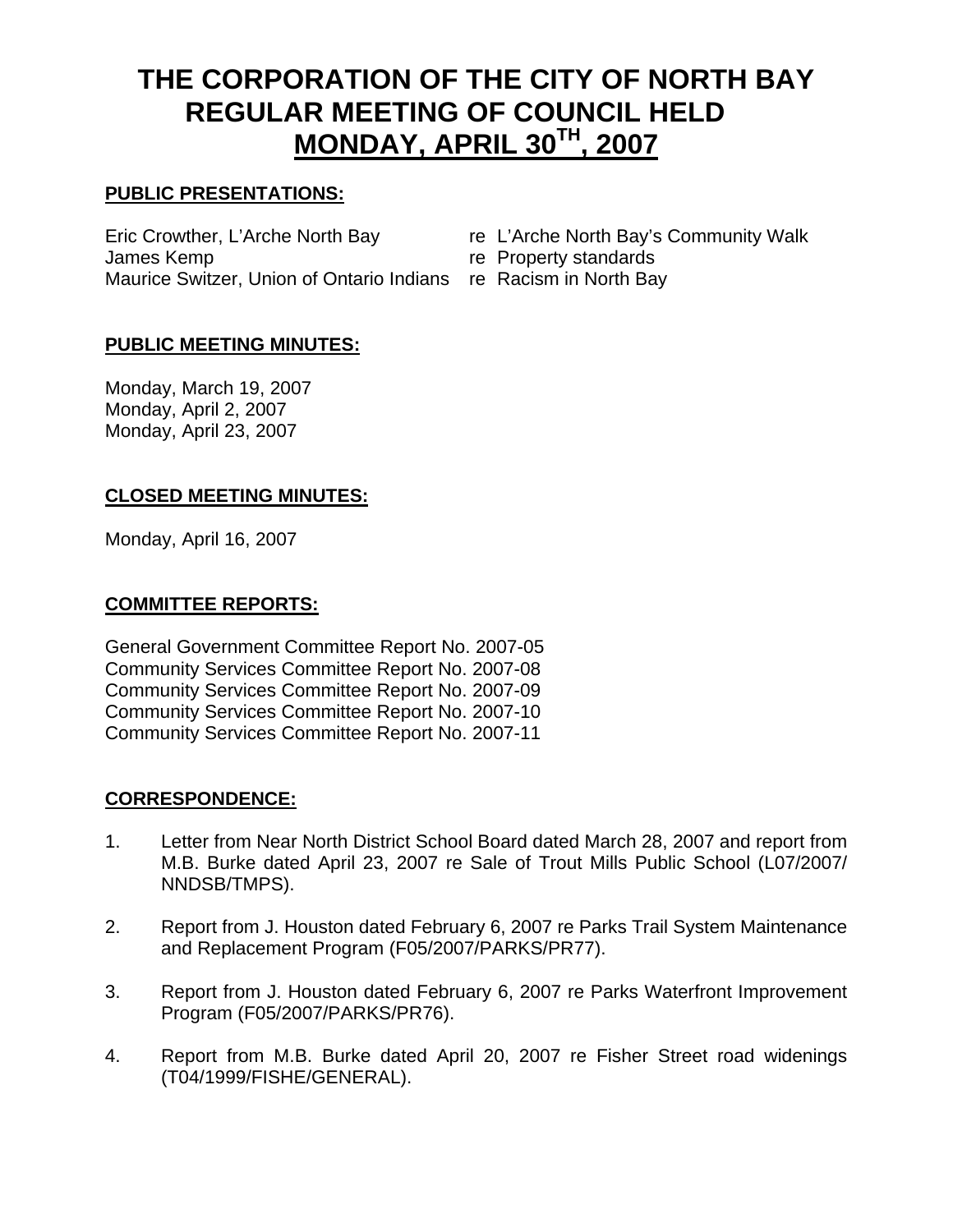# THE CORPORATION OF THE CITY OF NORTH BAY
# REGULAR MEETING OF COUNCIL HELD
# MONDAY, APRIL 30TH, 2007

## PUBLIC PRESENTATIONS:

Eric Crowther, L'Arche North Bay re L'Arche North Bay's Community Walk
James Kemp re Property standards
Maurice Switzer, Union of Ontario Indians re Racism in North Bay

## PUBLIC MEETING MINUTES:

Monday, March 19, 2007
Monday, April 2, 2007
Monday, April 23, 2007

## CLOSED MEETING MINUTES:

Monday, April 16, 2007

## COMMITTEE REPORTS:

General Government Committee Report No. 2007-05
Community Services Committee Report No. 2007-08
Community Services Committee Report No. 2007-09
Community Services Committee Report No. 2007-10
Community Services Committee Report No. 2007-11

## CORRESPONDENCE:

1. Letter from Near North District School Board dated March 28, 2007 and report from M.B. Burke dated April 23, 2007 re Sale of Trout Mills Public School (L07/2007/NNDSB/TMPS).

2. Report from J. Houston dated February 6, 2007 re Parks Trail System Maintenance and Replacement Program (F05/2007/PARKS/PR77).

3. Report from J. Houston dated February 6, 2007 re Parks Waterfront Improvement Program (F05/2007/PARKS/PR76).

4. Report from M.B. Burke dated April 20, 2007 re Fisher Street road widenings (T04/1999/FISHE/GENERAL).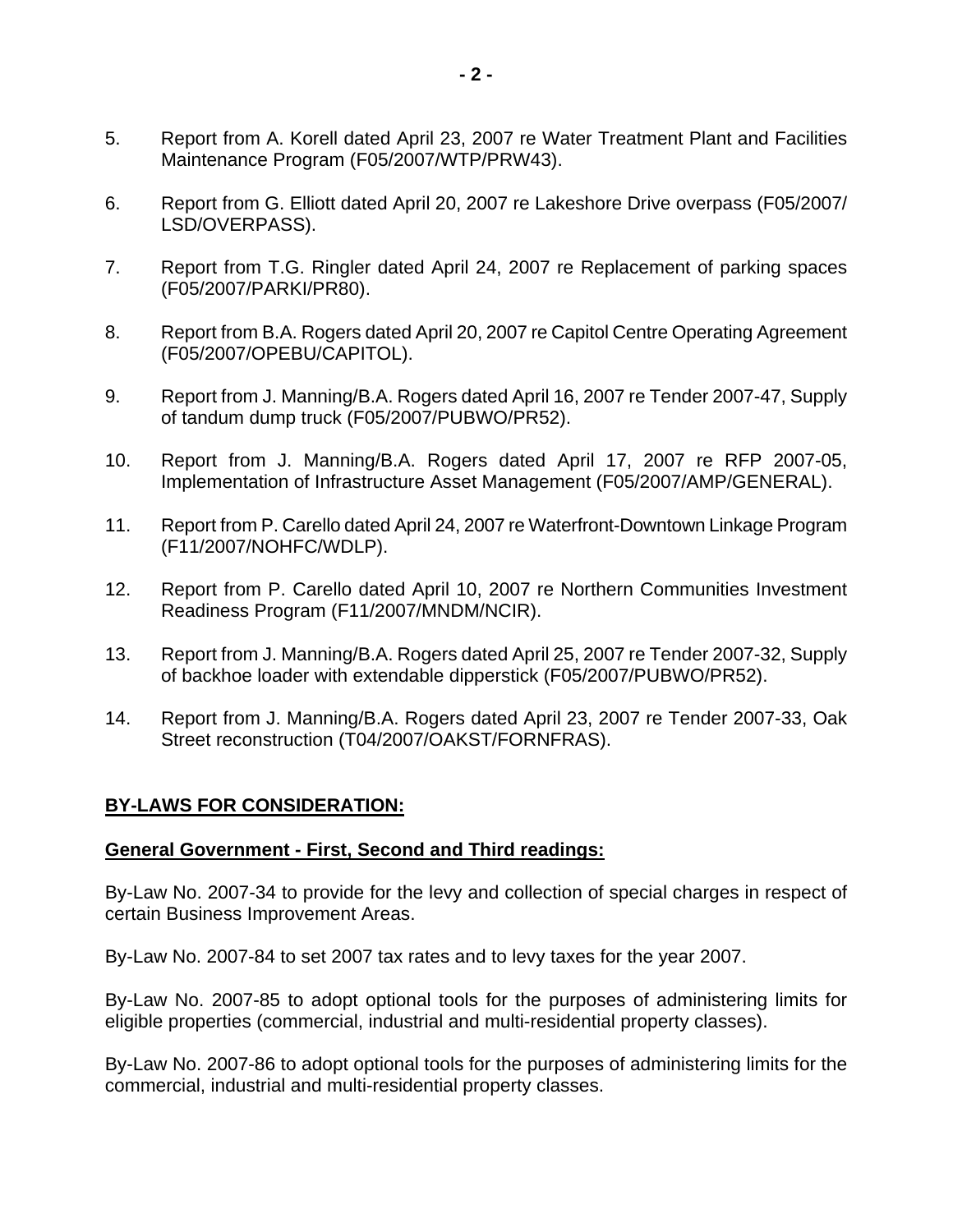5. Report from A. Korell dated April 23, 2007 re Water Treatment Plant and Facilities Maintenance Program (F05/2007/WTP/PRW43).

6. Report from G. Elliott dated April 20, 2007 re Lakeshore Drive overpass (F05/2007/LSD/OVERPASS).

7. Report from T.G. Ringler dated April 24, 2007 re Replacement of parking spaces (F05/2007/PARKI/PR80).

8. Report from B.A. Rogers dated April 20, 2007 re Capitol Centre Operating Agreement (F05/2007/OPEBU/CAPITOL).

9. Report from J. Manning/B.A. Rogers dated April 16, 2007 re Tender 2007-47, Supply of tandum dump truck (F05/2007/PUBWO/PR52).

10. Report from J. Manning/B.A. Rogers dated April 17, 2007 re RFP 2007-05, Implementation of Infrastructure Asset Management (F05/2007/AMP/GENERAL).

11. Report from P. Carello dated April 24, 2007 re Waterfront-Downtown Linkage Program (F11/2007/NOHFC/WDLP).

12. Report from P. Carello dated April 10, 2007 re Northern Communities Investment Readiness Program (F11/2007/MNDM/NCIR).

13. Report from J. Manning/B.A. Rogers dated April 25, 2007 re Tender 2007-32, Supply of backhoe loader with extendable dipperstick (F05/2007/PUBWO/PR52).

14. Report from J. Manning/B.A. Rogers dated April 23, 2007 re Tender 2007-33, Oak Street reconstruction (T04/2007/OAKST/FORNFRAS).

**BY-LAWS FOR CONSIDERATION:**

**General Government - First, Second and Third readings:**

By-Law No. 2007-34 to provide for the levy and collection of special charges in respect of certain Business Improvement Areas.

By-Law No. 2007-84 to set 2007 tax rates and to levy taxes for the year 2007.

By-Law No. 2007-85 to adopt optional tools for the purposes of administering limits for eligible properties (commercial, industrial and multi-residential property classes).

By-Law No. 2007-86 to adopt optional tools for the purposes of administering limits for the commercial, industrial and multi-residential property classes.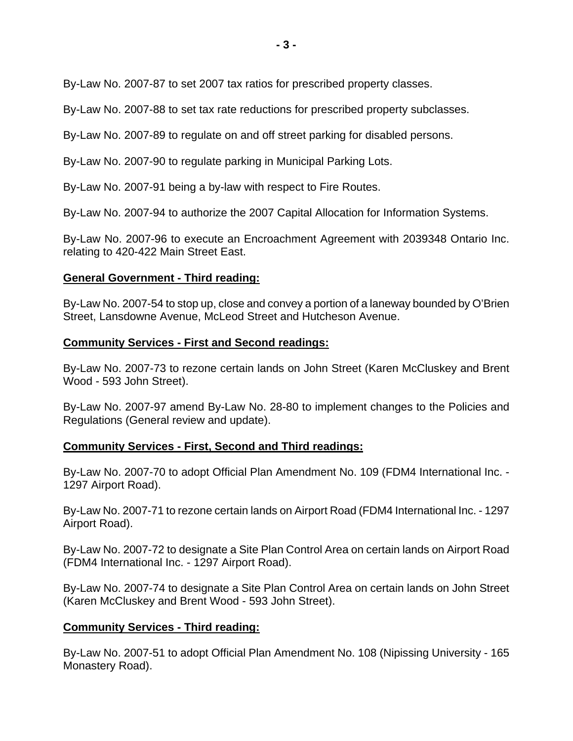By-Law No. 2007-87 to set 2007 tax ratios for prescribed property classes.

By-Law No. 2007-88 to set tax rate reductions for prescribed property subclasses.

By-Law No. 2007-89 to regulate on and off street parking for disabled persons.

By-Law No. 2007-90 to regulate parking in Municipal Parking Lots.

By-Law No. 2007-91 being a by-law with respect to Fire Routes.

By-Law No. 2007-94 to authorize the 2007 Capital Allocation for Information Systems.

By-Law No. 2007-96 to execute an Encroachment Agreement with 2039348 Ontario Inc. relating to 420-422 Main Street East.

**General Government - Third reading:**

By-Law No. 2007-54 to stop up, close and convey a portion of a laneway bounded by O'Brien Street, Lansdowne Avenue, McLeod Street and Hutcheson Avenue.

**Community Services - First and Second readings:**

By-Law No. 2007-73 to rezone certain lands on John Street (Karen McCluskey and Brent Wood - 593 John Street).

By-Law No. 2007-97 amend By-Law No. 28-80 to implement changes to the Policies and Regulations (General review and update).

**Community Services - First, Second and Third readings:**

By-Law No. 2007-70 to adopt Official Plan Amendment No. 109 (FDM4 International Inc. - 1297 Airport Road).

By-Law No. 2007-71 to rezone certain lands on Airport Road (FDM4 International Inc. - 1297 Airport Road).

By-Law No. 2007-72 to designate a Site Plan Control Area on certain lands on Airport Road (FDM4 International Inc. - 1297 Airport Road).

By-Law No. 2007-74 to designate a Site Plan Control Area on certain lands on John Street (Karen McCluskey and Brent Wood - 593 John Street).

**Community Services - Third reading:**

By-Law No. 2007-51 to adopt Official Plan Amendment No. 108 (Nipissing University - 165 Monastery Road).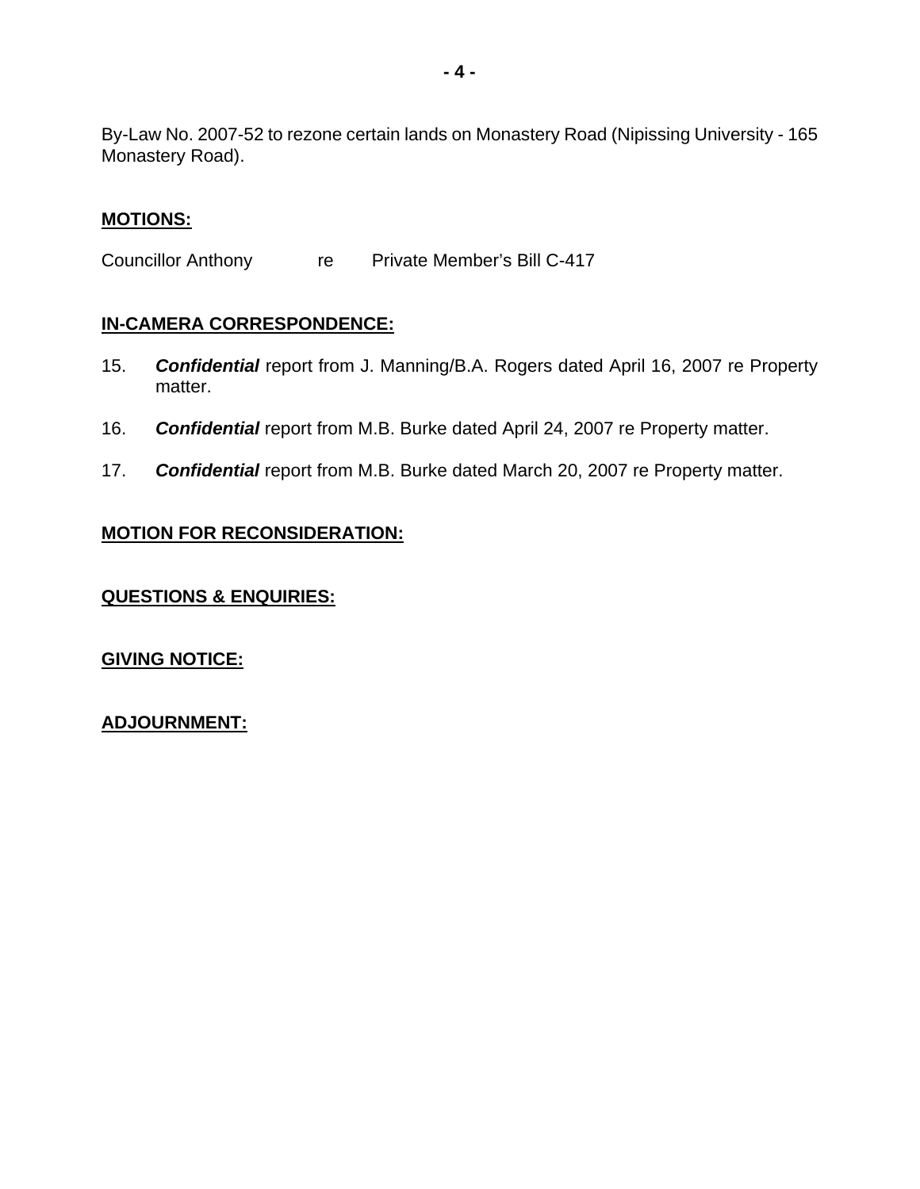By-Law No. 2007-52 to rezone certain lands on Monastery Road (Nipissing University - 165 Monastery Road).

**MOTIONS:**

Councillor Anthony re Private Member's Bill C-417

**IN-CAMERA CORRESPONDENCE:**

15. ***Confidential*** report from J. Manning/B.A. Rogers dated April 16, 2007 re Property matter.

16. ***Confidential*** report from M.B. Burke dated April 24, 2007 re Property matter.

17. ***Confidential*** report from M.B. Burke dated March 20, 2007 re Property matter.

**MOTION FOR RECONSIDERATION:**

**QUESTIONS & ENQUIRIES:**

**GIVING NOTICE:**

**ADJOURNMENT:**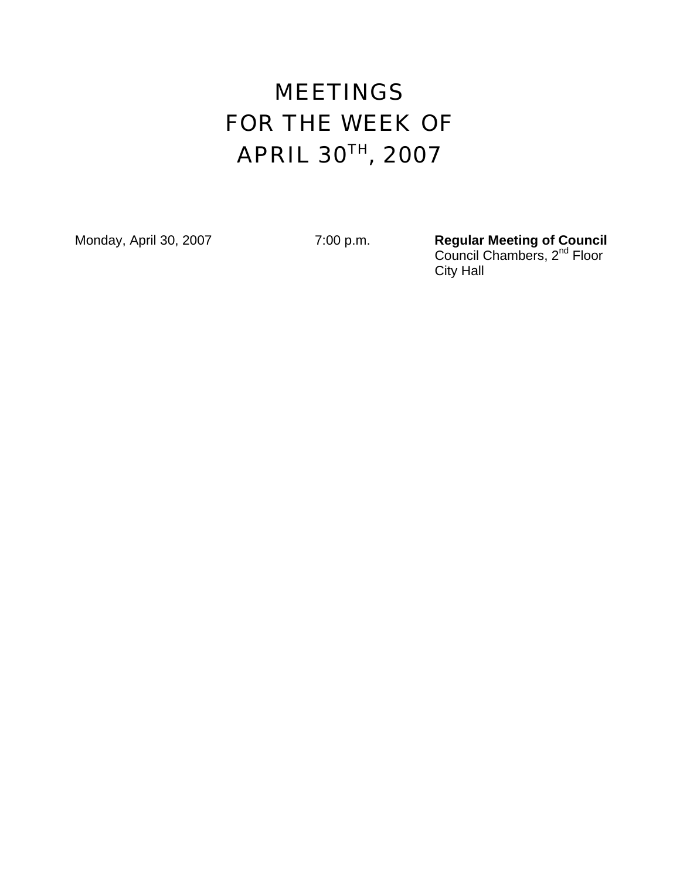# MEETINGS
# FOR THE WEEK OF
# APRIL 30TH, 2007

| | | |
|---|---|---|
| Monday, April 30, 2007 | 7:00 p.m. | **Regular Meeting of Council**<br>Council Chambers, 2nd Floor<br>City Hall |